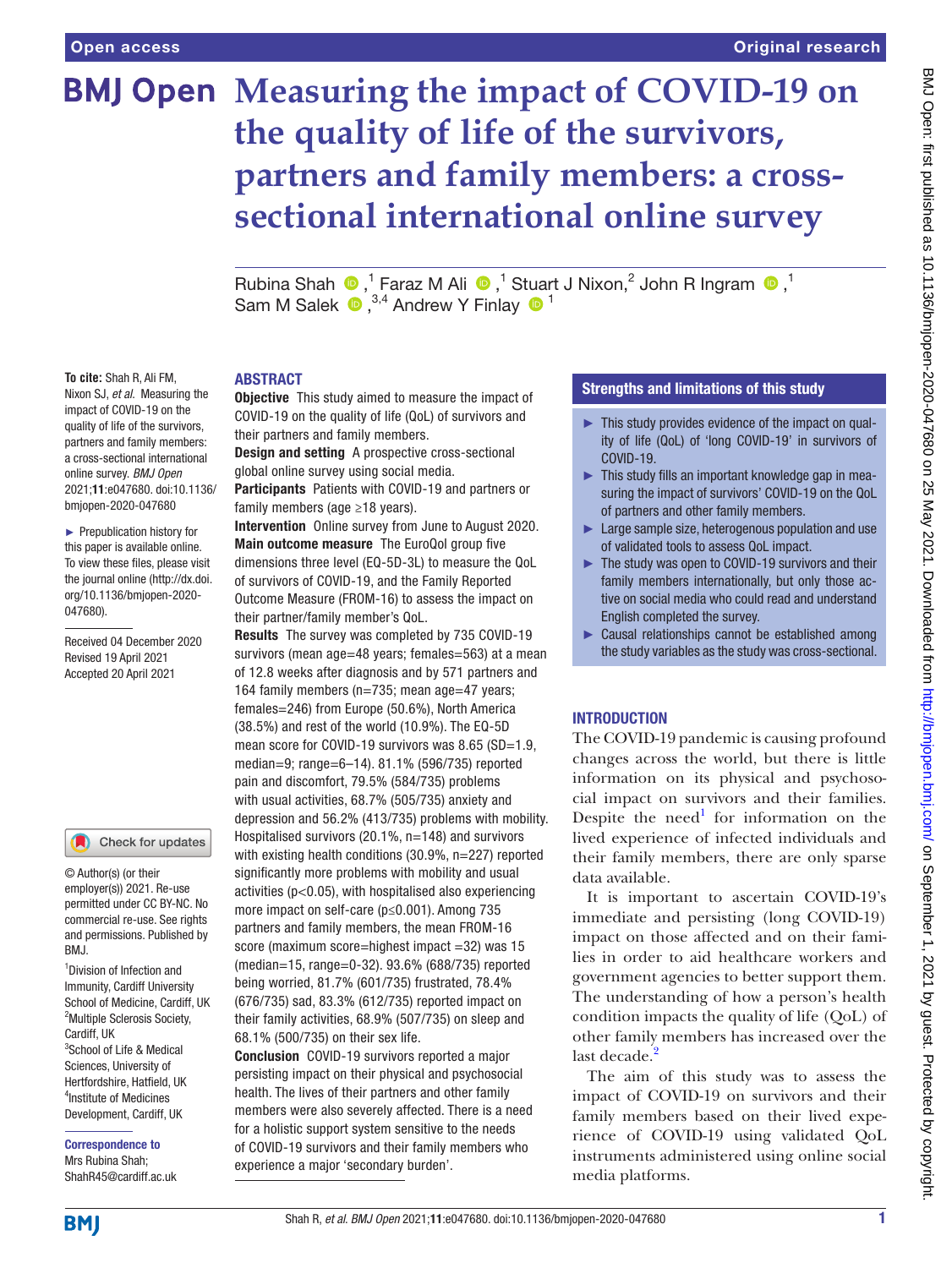Open access

Original research

# Measuring the impact of COVID-19 on the quality of life of the survivors, partners and family members: a cross-sectional international online survey

Rubina Shah [1], Faraz M Ali [1], Stuart J Nixon [2], John R Ingram [1], Sam M Salek [3,4], Andrew Y Finlay [1]

**To cite:** Shah R, Ali FM, Nixon SJ, *et al*. Measuring the impact of COVID-19 on the quality of life of the survivors, partners and family members: a cross-sectional international online survey. *BMJ Open* 2021;**11**:e047680. doi:10.1136/bmjopen-2020-047680

► Prepublication history for this paper is available online. To view these files, please visit the journal online (http://dx.doi.org/10.1136/bmjopen-2020-047680).

Received 04 December 2020
Revised 19 April 2021
Accepted 20 April 2021

© Author(s) (or their employer(s)) 2021. Re-use permitted under CC BY-NC. No commercial re-use. See rights and permissions. Published by BMJ.

[1]Division of Infection and Immunity, Cardiff University School of Medicine, Cardiff, UK
[2]Multiple Sclerosis Society, Cardiff, UK
[3]School of Life & Medical Sciences, University of Hertfordshire, Hatfield, UK
[4]Institute of Medicines Development, Cardiff, UK

**Correspondence to**
Mrs Rubina Shah;
ShahR45@cardiff.ac.uk

## ABSTRACT

**Objective** This study aimed to measure the impact of COVID-19 on the quality of life (QoL) of survivors and their partners and family members.

**Design and setting** A prospective cross-sectional global online survey using social media.

**Participants** Patients with COVID-19 and partners or family members (age ≥18 years).

**Intervention** Online survey from June to August 2020.

**Main outcome measure** The EuroQol group five dimensions three level (EQ-5D-3L) to measure the QoL of survivors of COVID-19, and the Family Reported Outcome Measure (FROM-16) to assess the impact on their partner/family member's QoL.

**Results** The survey was completed by 735 COVID-19 survivors (mean age=48 years; females=563) at a mean of 12.8 weeks after diagnosis and by 571 partners and 164 family members (n=735; mean age=47 years; females=246) from Europe (50.6%), North America (38.5%) and rest of the world (10.9%). The EQ-5D mean score for COVID-19 survivors was 8.65 (SD=1.9, median=9; range=6–14). 81.1% (596/735) reported pain and discomfort, 79.5% (584/735) problems with usual activities, 68.7% (505/735) anxiety and depression and 56.2% (413/735) problems with mobility. Hospitalised survivors (20.1%, n=148) and survivors with existing health conditions (30.9%, n=227) reported significantly more problems with mobility and usual activities ($p<0.05$), with hospitalised also experiencing more impact on self-care ($p\leq0.001$). Among 735 partners and family members, the mean FROM-16 score (maximum score=highest impact =32) was 15 (median=15, range=0-32). 93.6% (688/735) reported being worried, 81.7% (601/735) frustrated, 78.4% (676/735) sad, 83.3% (612/735) reported impact on their family activities, 68.9% (507/735) on sleep and 68.1% (500/735) on their sex life.

**Conclusion** COVID-19 survivors reported a major persisting impact on their physical and psychosocial health. The lives of their partners and other family members were also severely affected. There is a need for a holistic support system sensitive to the needs of COVID-19 survivors and their family members who experience a major 'secondary burden'.

## Strengths and limitations of this study

- ► This study provides evidence of the impact on quality of life (QoL) of 'long COVID-19' in survivors of COVID-19.
- ► This study fills an important knowledge gap in measuring the impact of survivors' COVID-19 on the QoL of partners and other family members.
- ► Large sample size, heterogenous population and use of validated tools to assess QoL impact.
- ► The study was open to COVID-19 survivors and their family members internationally, but only those active on social media who could read and understand English completed the survey.
- ► Causal relationships cannot be established among the study variables as the study was cross-sectional.

## INTRODUCTION

The COVID-19 pandemic is causing profound changes across the world, but there is little information on its physical and psychosocial impact on survivors and their families. Despite the need[1] for information on the lived experience of infected individuals and their family members, there are only sparse data available.

It is important to ascertain COVID-19's immediate and persisting (long COVID-19) impact on those affected and on their families in order to aid healthcare workers and government agencies to better support them. The understanding of how a person's health condition impacts the quality of life (QoL) of other family members has increased over the last decade.[2]

The aim of this study was to assess the impact of COVID-19 on survivors and their family members based on their lived experience of COVID-19 using validated QoL instruments administered using online social media platforms.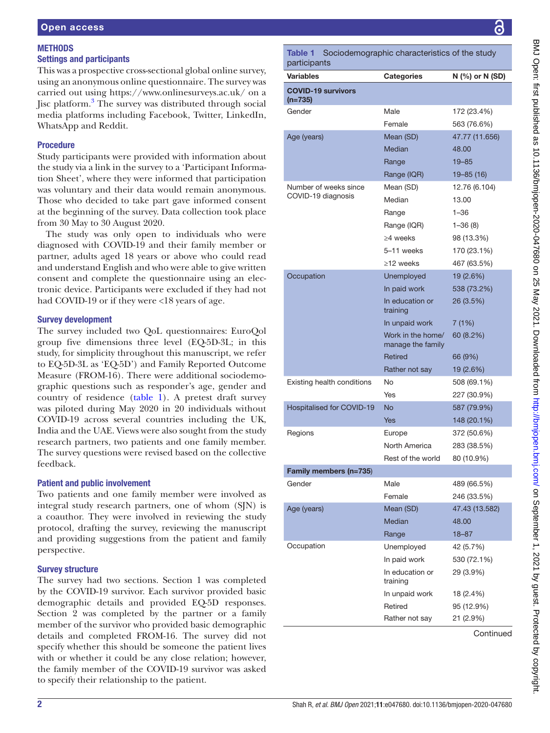## METHODS

### Settings and participants

This was a prospective cross-sectional global online survey, using an anonymous online questionnaire. The survey was carried out using https://www.onlinesurveys.ac.uk/ on a Jisc platform.[3] The survey was distributed through social media platforms including Facebook, Twitter, LinkedIn, WhatsApp and Reddit.

### Procedure

Study participants were provided with information about the study via a link in the survey to a 'Participant Information Sheet', where they were informed that participation was voluntary and their data would remain anonymous. Those who decided to take part gave informed consent at the beginning of the survey. Data collection took place from 30 May to 30 August 2020.

The study was only open to individuals who were diagnosed with COVID-19 and their family member or partner, adults aged 18 years or above who could read and understand English and who were able to give written consent and complete the questionnaire using an electronic device. Participants were excluded if they had not had COVID-19 or if they were <18 years of age.

### Survey development

The survey included two QoL questionnaires: EuroQol group five dimensions three level (EQ-5D-3L; in this study, for simplicity throughout this manuscript, we refer to EQ-5D-3L as 'EQ-5D') and Family Reported Outcome Measure (FROM-16). There were additional sociodemographic questions such as responder's age, gender and country of residence (table 1). A pretest draft survey was piloted during May 2020 in 20 individuals without COVID-19 across several countries including the UK, India and the UAE. Views were also sought from the study research partners, two patients and one family member. The survey questions were revised based on the collective feedback.

### Patient and public involvement

Two patients and one family member were involved as integral study research partners, one of whom (SJN) is a coauthor. They were involved in reviewing the study protocol, drafting the survey, reviewing the manuscript and providing suggestions from the patient and family perspective.

### Survey structure

The survey had two sections. Section 1 was completed by the COVID-19 survivor. Each survivor provided basic demographic details and provided EQ-5D responses. Section 2 was completed by the partner or a family member of the survivor who provided basic demographic details and completed FROM-16. The survey did not specify whether this should be someone the patient lives with or whether it could be any close relation; however, the family member of the COVID-19 survivor was asked to specify their relationship to the patient.

**Table 1** Sociodemographic characteristics of the study participants

| Variables | Categories | N (%) or N (SD) |
|---|---|---|
| **COVID-19 survivors (n=735)** | | |
| Gender | Male | 172 (23.4%) |
| | Female | 563 (76.6%) |
| Age (years) | Mean (SD) | 47.77 (11.656) |
| | Median | 48.00 |
| | Range | 19–85 |
| | Range (IQR) | 19–85 (16) |
| Number of weeks since COVID-19 diagnosis | Mean (SD) | 12.76 (6.104) |
| | Median | 13.00 |
| | Range | 1–36 |
| | Range (IQR) | 1–36 (8) |
| | ≥4 weeks | 98 (13.3%) |
| | 5–11 weeks | 170 (23.1%) |
| | ≥12 weeks | 467 (63.5%) |
| Occupation | Unemployed | 19 (2.6%) |
| | In paid work | 538 (73.2%) |
| | In education or training | 26 (3.5%) |
| | In unpaid work | 7 (1%) |
| | Work in the home/ manage the family | 60 (8.2%) |
| | Retired | 66 (9%) |
| | Rather not say | 19 (2.6%) |
| Existing health conditions | No | 508 (69.1%) |
| | Yes | 227 (30.9%) |
| Hospitalised for COVID-19 | No | 587 (79.9%) |
| | Yes | 148 (20.1%) |
| Regions | Europe | 372 (50.6%) |
| | North America | 283 (38.5%) |
| | Rest of the world | 80 (10.9%) |
| **Family members (n=735)** | | |
| Gender | Male | 489 (66.5%) |
| | Female | 246 (33.5%) |
| Age (years) | Mean (SD) | 47.43 (13.582) |
| | Median | 48.00 |
| | Range | 18–87 |
| Occupation | Unemployed | 42 (5.7%) |
| | In paid work | 530 (72.1%) |
| | In education or training | 29 (3.9%) |
| | In unpaid work | 18 (2.4%) |
| | Retired | 95 (12.9%) |
| | Rather not say | 21 (2.9%) |

Continued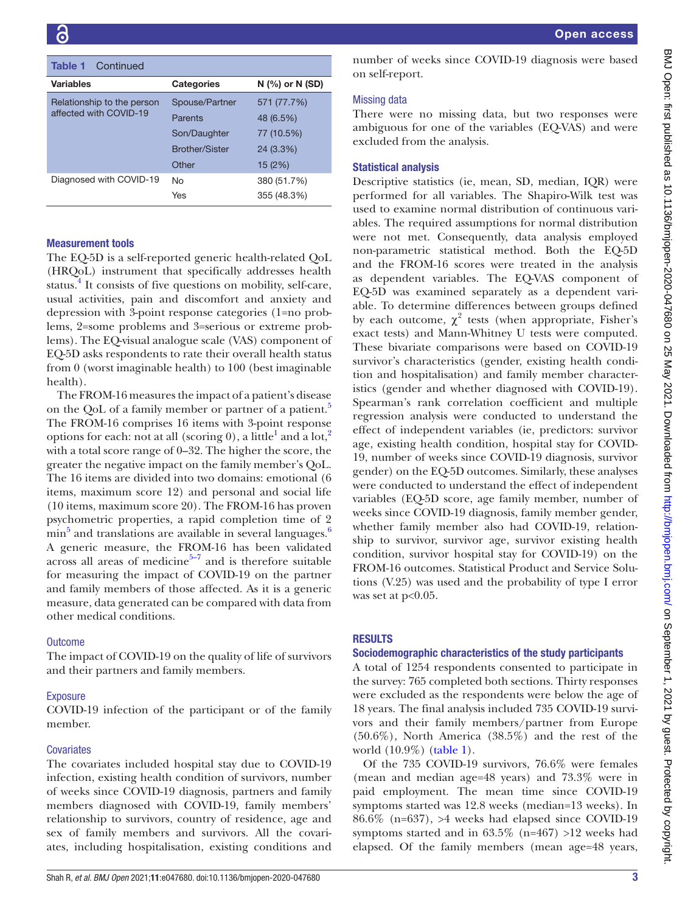Table 1 Continued

| Variables | Categories | N (%) or N (SD) |
|---|---|---|
| Relationship to the person affected with COVID-19 | Spouse/Partner | 571 (77.7%) |
| | Parents | 48 (6.5%) |
| | Son/Daughter | 77 (10.5%) |
| | Brother/Sister | 24 (3.3%) |
| | Other | 15 (2%) |
| Diagnosed with COVID-19 | No | 380 (51.7%) |
| | Yes | 355 (48.3%) |

## Measurement tools

The EQ-5D is a self-reported generic health-related QoL (HRQoL) instrument that specifically addresses health status.[4] It consists of five questions on mobility, self-care, usual activities, pain and discomfort and anxiety and depression with 3-point response categories (1=no problems, 2=some problems and 3=serious or extreme problems). The EQ-visual analogue scale (VAS) component of EQ-5D asks respondents to rate their overall health status from 0 (worst imaginable health) to 100 (best imaginable health).

The FROM-16 measures the impact of a patient's disease on the QoL of a family member or partner of a patient.[5] The FROM-16 comprises 16 items with 3-point response options for each: not at all (scoring 0), a little[1] and a lot,[2] with a total score range of 0–32. The higher the score, the greater the negative impact on the family member's QoL. The 16 items are divided into two domains: emotional (6 items, maximum score 12) and personal and social life (10 items, maximum score 20). The FROM-16 has proven psychometric properties, a rapid completion time of 2 min[5] and translations are available in several languages.[6] A generic measure, the FROM-16 has been validated across all areas of medicine[5–7] and is therefore suitable for measuring the impact of COVID-19 on the partner and family members of those affected. As it is a generic measure, data generated can be compared with data from other medical conditions.

### Outcome

The impact of COVID-19 on the quality of life of survivors and their partners and family members.

### Exposure

COVID-19 infection of the participant or of the family member.

### Covariates

The covariates included hospital stay due to COVID-19 infection, existing health condition of survivors, number of weeks since COVID-19 diagnosis, partners and family members diagnosed with COVID-19, family members' relationship to survivors, country of residence, age and sex of family members and survivors. All the covariates, including hospitalisation, existing conditions and number of weeks since COVID-19 diagnosis were based on self-report.

### Missing data

There were no missing data, but two responses were ambiguous for one of the variables (EQ-VAS) and were excluded from the analysis.

## Statistical analysis

Descriptive statistics (ie, mean, SD, median, IQR) were performed for all variables. The Shapiro-Wilk test was used to examine normal distribution of continuous variables. The required assumptions for normal distribution were not met. Consequently, data analysis employed non-parametric statistical method. Both the EQ-5D and the FROM-16 scores were treated in the analysis as dependent variables. The EQ-VAS component of EQ-5D was examined separately as a dependent variable. To determine differences between groups defined by each outcome, $\chi^2$ tests (when appropriate, Fisher's exact tests) and Mann-Whitney U tests were computed. These bivariate comparisons were based on COVID-19 survivor's characteristics (gender, existing health condition and hospitalisation) and family member characteristics (gender and whether diagnosed with COVID-19). Spearman's rank correlation coefficient and multiple regression analysis were conducted to understand the effect of independent variables (ie, predictors: survivor age, existing health condition, hospital stay for COVID-19, number of weeks since COVID-19 diagnosis, survivor gender) on the EQ-5D outcomes. Similarly, these analyses were conducted to understand the effect of independent variables (EQ-5D score, age family member, number of weeks since COVID-19 diagnosis, family member gender, whether family member also had COVID-19, relationship to survivor, survivor age, survivor existing health condition, survivor hospital stay for COVID-19) on the FROM-16 outcomes. Statistical Product and Service Solutions (V.25) was used and the probability of type I error was set at $p<0.05$.

# RESULTS

## Sociodemographic characteristics of the study participants

A total of 1254 respondents consented to participate in the survey: 765 completed both sections. Thirty responses were excluded as the respondents were below the age of 18 years. The final analysis included 735 COVID-19 survivors and their family members/partner from Europe (50.6%), North America (38.5%) and the rest of the world (10.9%) (table 1).

Of the 735 COVID-19 survivors, 76.6% were females (mean and median age=48 years) and 73.3% were in paid employment. The mean time since COVID-19 symptoms started was 12.8 weeks (median=13 weeks). In 86.6% (n=637), >4 weeks had elapsed since COVID-19 symptoms started and in 63.5% (n=467) >12 weeks had elapsed. Of the family members (mean age=48 years,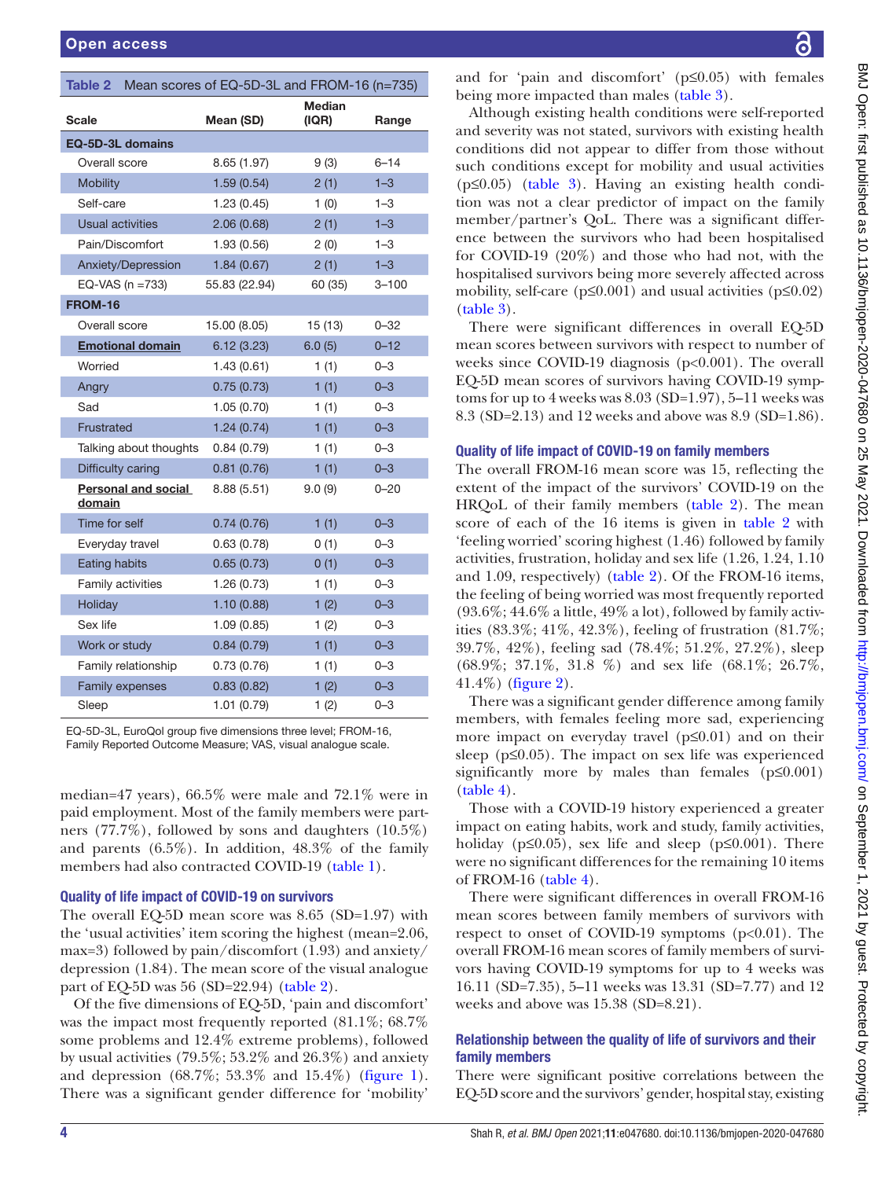**Table 2** Mean scores of EQ-5D-3L and FROM-16 (n=735)

| Scale | Mean (SD) | Median (IQR) | Range |
|---|---|---|---|
| **EQ-5D-3L domains** | | | |
| Overall score | 8.65 (1.97) | 9 (3) | 6–14 |
| Mobility | 1.59 (0.54) | 2 (1) | 1–3 |
| Self-care | 1.23 (0.45) | 1 (0) | 1–3 |
| Usual activities | 2.06 (0.68) | 2 (1) | 1–3 |
| Pain/Discomfort | 1.93 (0.56) | 2 (0) | 1–3 |
| Anxiety/Depression | 1.84 (0.67) | 2 (1) | 1–3 |
| EQ-VAS (n =733) | 55.83 (22.94) | 60 (35) | 3–100 |
| **FROM-16** | | | |
| Overall score | 15.00 (8.05) | 15 (13) | 0–32 |
| **Emotional domain** | 6.12 (3.23) | 6.0 (5) | 0–12 |
| Worried | 1.43 (0.61) | 1 (1) | 0–3 |
| Angry | 0.75 (0.73) | 1 (1) | 0–3 |
| Sad | 1.05 (0.70) | 1 (1) | 0–3 |
| Frustrated | 1.24 (0.74) | 1 (1) | 0–3 |
| Talking about thoughts | 0.84 (0.79) | 1 (1) | 0–3 |
| Difficulty caring | 0.81 (0.76) | 1 (1) | 0–3 |
| **Personal and social domain** | 8.88 (5.51) | 9.0 (9) | 0–20 |
| Time for self | 0.74 (0.76) | 1 (1) | 0–3 |
| Everyday travel | 0.63 (0.78) | 0 (1) | 0–3 |
| Eating habits | 0.65 (0.73) | 0 (1) | 0–3 |
| Family activities | 1.26 (0.73) | 1 (1) | 0–3 |
| Holiday | 1.10 (0.88) | 1 (2) | 0–3 |
| Sex life | 1.09 (0.85) | 1 (2) | 0–3 |
| Work or study | 0.84 (0.79) | 1 (1) | 0–3 |
| Family relationship | 0.73 (0.76) | 1 (1) | 0–3 |
| Family expenses | 0.83 (0.82) | 1 (2) | 0–3 |
| Sleep | 1.01 (0.79) | 1 (2) | 0–3 |

EQ-5D-3L, EuroQol group five dimensions three level; FROM-16, Family Reported Outcome Measure; VAS, visual analogue scale.

median=47 years), 66.5% were male and 72.1% were in paid employment. Most of the family members were partners (77.7%), followed by sons and daughters (10.5%) and parents (6.5%). In addition, 48.3% of the family members had also contracted COVID-19 (table 1).

### Quality of life impact of COVID-19 on survivors

The overall EQ-5D mean score was 8.65 (SD=1.97) with the 'usual activities' item scoring the highest (mean=2.06, max=3) followed by pain/discomfort (1.93) and anxiety/depression (1.84). The mean score of the visual analogue part of EQ-5D was 56 (SD=22.94) (table 2).

Of the five dimensions of EQ-5D, 'pain and discomfort' was the impact most frequently reported (81.1%; 68.7% some problems and 12.4% extreme problems), followed by usual activities (79.5%; 53.2% and 26.3%) and anxiety and depression (68.7%; 53.3% and 15.4%) (figure 1). There was a significant gender difference for 'mobility' and for 'pain and discomfort' (p≤0.05) with females being more impacted than males (table 3).

Although existing health conditions were self-reported and severity was not stated, survivors with existing health conditions did not appear to differ from those without such conditions except for mobility and usual activities (p≤0.05) (table 3). Having an existing health condition was not a clear predictor of impact on the family member/partner's QoL. There was a significant difference between the survivors who had been hospitalised for COVID-19 (20%) and those who had not, with the hospitalised survivors being more severely affected across mobility, self-care (p≤0.001) and usual activities (p≤0.02) (table 3).

There were significant differences in overall EQ-5D mean scores between survivors with respect to number of weeks since COVID-19 diagnosis (p<0.001). The overall EQ-5D mean scores of survivors having COVID-19 symptoms for up to 4 weeks was 8.03 (SD=1.97), 5–11 weeks was 8.3 (SD=2.13) and 12 weeks and above was 8.9 (SD=1.86).

### Quality of life impact of COVID-19 on family members

The overall FROM-16 mean score was 15, reflecting the extent of the impact of the survivors' COVID-19 on the HRQoL of their family members (table 2). The mean score of each of the 16 items is given in table 2 with 'feeling worried' scoring highest (1.46) followed by family activities, frustration, holiday and sex life (1.26, 1.24, 1.10 and 1.09, respectively) (table 2). Of the FROM-16 items, the feeling of being worried was most frequently reported (93.6%; 44.6% a little, 49% a lot), followed by family activities (83.3%; 41%, 42.3%), feeling of frustration (81.7%; 39.7%, 42%), feeling sad (78.4%; 51.2%, 27.2%), sleep (68.9%; 37.1%, 31.8 %) and sex life (68.1%; 26.7%, 41.4%) (figure 2).

There was a significant gender difference among family members, with females feeling more sad, experiencing more impact on everyday travel (p≤0.01) and on their sleep (p≤0.05). The impact on sex life was experienced significantly more by males than females (p≤0.001) (table 4).

Those with a COVID-19 history experienced a greater impact on eating habits, work and study, family activities, holiday (p≤0.05), sex life and sleep (p≤0.001). There were no significant differences for the remaining 10 items of FROM-16 (table 4).

There were significant differences in overall FROM-16 mean scores between family members of survivors with respect to onset of COVID-19 symptoms (p<0.01). The overall FROM-16 mean scores of family members of survivors having COVID-19 symptoms for up to 4 weeks was 16.11 (SD=7.35), 5–11 weeks was 13.31 (SD=7.77) and 12 weeks and above was 15.38 (SD=8.21).

### Relationship between the quality of life of survivors and their family members

There were significant positive correlations between the EQ-5D score and the survivors' gender, hospital stay, existing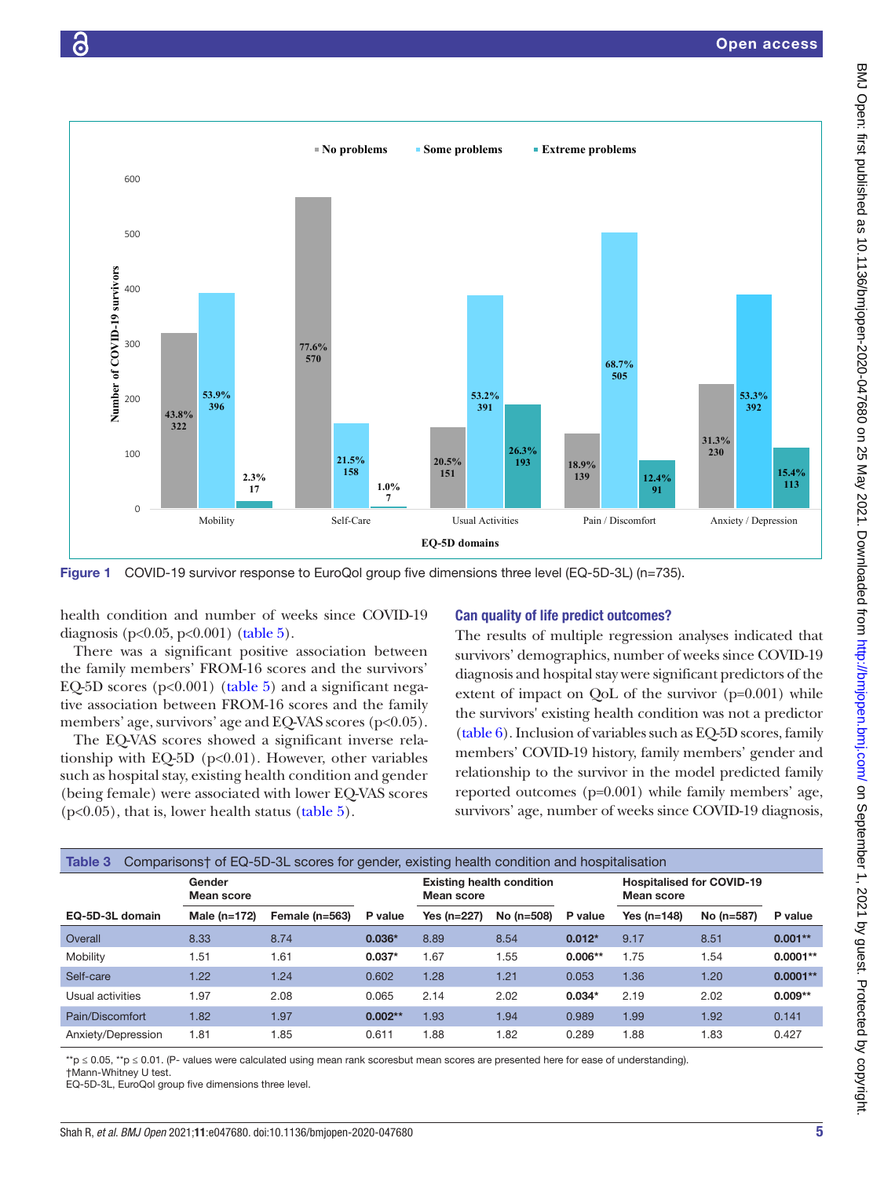Figure 1 COVID-19 survivor response to EuroQol group five dimensions three level (EQ-5D-3L) (n=735).

health condition and number of weeks since COVID-19 diagnosis ($p<0.05$, $p<0.001$) (table 5).

There was a significant positive association between the family members' FROM-16 scores and the survivors' EQ-5D scores ($p<0.001$) (table 5) and a significant negative association between FROM-16 scores and the family members' age, survivors' age and EQ-VAS scores ($p<0.05$).

The EQ-VAS scores showed a significant inverse relationship with EQ-5D ($p<0.01$). However, other variables such as hospital stay, existing health condition and gender (being female) were associated with lower EQ-VAS scores ($p<0.05$), that is, lower health status (table 5).

## Can quality of life predict outcomes?

The results of multiple regression analyses indicated that survivors' demographics, number of weeks since COVID-19 diagnosis and hospital stay were significant predictors of the extent of impact on QoL of the survivor (p=0.001) while the survivors' existing health condition was not a predictor (table 6). Inclusion of variables such as EQ-5D scores, family members' COVID-19 history, family members' gender and relationship to the survivor in the model predicted family reported outcomes (p=0.001) while family members' age, survivors' age, number of weeks since COVID-19 diagnosis,

**Table 3** Comparisons† of EQ-5D-3L scores for gender, existing health condition and hospitalisation

| EQ-5D-3L domain | Gender Mean score | | P value | Existing health condition Mean score | | P value | Hospitalised for COVID-19 Mean score | | P value |
|---|---|---|---|---|---|---|---|---|---|
| | Male (n=172) | Female (n=563) | | Yes (n=227) | No (n=508) | | Yes (n=148) | No (n=587) | |
| Overall | 8.33 | 8.74 | **0.036*** | 8.89 | 8.54 | **0.012*** | 9.17 | 8.51 | **0.001**** |
| Mobility | 1.51 | 1.61 | **0.037*** | 1.67 | 1.55 | **0.006**** | 1.75 | 1.54 | **0.0001**** |
| Self-care | 1.22 | 1.24 | 0.602 | 1.28 | 1.21 | 0.053 | 1.36 | 1.20 | **0.0001**** |
| Usual activities | 1.97 | 2.08 | 0.065 | 2.14 | 2.02 | **0.034*** | 2.19 | 2.02 | **0.009**** |
| Pain/Discomfort | 1.82 | 1.97 | **0.002**** | 1.93 | 1.94 | 0.989 | 1.99 | 1.92 | 0.141 |
| Anxiety/Depression | 1.81 | 1.85 | 0.611 | 1.88 | 1.82 | 0.289 | 1.88 | 1.83 | 0.427 |

**p ≤ 0.05, **p ≤ 0.01. (P- values were calculated using mean rank scoresbut mean scores are presented here for ease of understanding).
†Mann-Whitney U test.
EQ-5D-3L, EuroQol group five dimensions three level.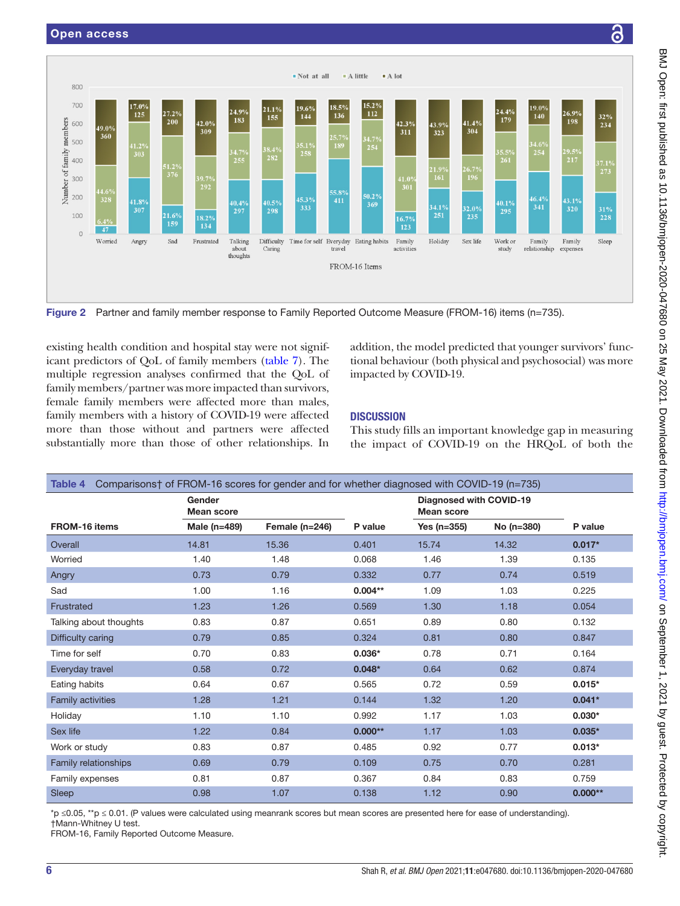Figure 2 Partner and family member response to Family Reported Outcome Measure (FROM-16) items (n=735).

existing health condition and hospital stay were not significant predictors of QoL of family members (table 7). The multiple regression analyses confirmed that the QoL of family members/partner was more impacted than survivors, female family members were affected more than males, family members with a history of COVID-19 were affected more than those without and partners were affected substantially more than those of other relationships. In addition, the model predicted that younger survivors' functional behaviour (both physical and psychosocial) was more impacted by COVID-19.

## DISCUSSION

This study fills an important knowledge gap in measuring the impact of COVID-19 on the HRQoL of both the

**Table 4** Comparisons† of FROM-16 scores for gender and for whether diagnosed with COVID-19 (n=735)

| FROM-16 items | Gender Mean score | | | Diagnosed with COVID-19 Mean score | | |
|---|---|---|---|---|---|---|
| | Male (n=489) | Female (n=246) | P value | Yes (n=355) | No (n=380) | P value |
| Overall | 14.81 | 15.36 | 0.401 | 15.74 | 14.32 | **0.017*** |
| Worried | 1.40 | 1.48 | 0.068 | 1.46 | 1.39 | 0.135 |
| Angry | 0.73 | 0.79 | 0.332 | 0.77 | 0.74 | 0.519 |
| Sad | 1.00 | 1.16 | **0.004**** | 1.09 | 1.03 | 0.225 |
| Frustrated | 1.23 | 1.26 | 0.569 | 1.30 | 1.18 | 0.054 |
| Talking about thoughts | 0.83 | 0.87 | 0.651 | 0.89 | 0.80 | 0.132 |
| Difficulty caring | 0.79 | 0.85 | 0.324 | 0.81 | 0.80 | 0.847 |
| Time for self | 0.70 | 0.83 | **0.036*** | 0.78 | 0.71 | 0.164 |
| Everyday travel | 0.58 | 0.72 | **0.048*** | 0.64 | 0.62 | 0.874 |
| Eating habits | 0.64 | 0.67 | 0.565 | 0.72 | 0.59 | **0.015*** |
| Family activities | 1.28 | 1.21 | 0.144 | 1.32 | 1.20 | **0.041*** |
| Holiday | 1.10 | 1.10 | 0.992 | 1.17 | 1.03 | **0.030*** |
| Sex life | 1.22 | 0.84 | **0.000**** | 1.17 | 1.03 | **0.035*** |
| Work or study | 0.83 | 0.87 | 0.485 | 0.92 | 0.77 | **0.013*** |
| Family relationships | 0.69 | 0.79 | 0.109 | 0.75 | 0.70 | 0.281 |
| Family expenses | 0.81 | 0.87 | 0.367 | 0.84 | 0.83 | 0.759 |
| Sleep | 0.98 | 1.07 | 0.138 | 1.12 | 0.90 | **0.000**** |

*p ≤0.05, **p ≤ 0.01. (P values were calculated using meanrank scores but mean scores are presented here for ease of understanding).
†Mann-Whitney U test.
FROM-16, Family Reported Outcome Measure.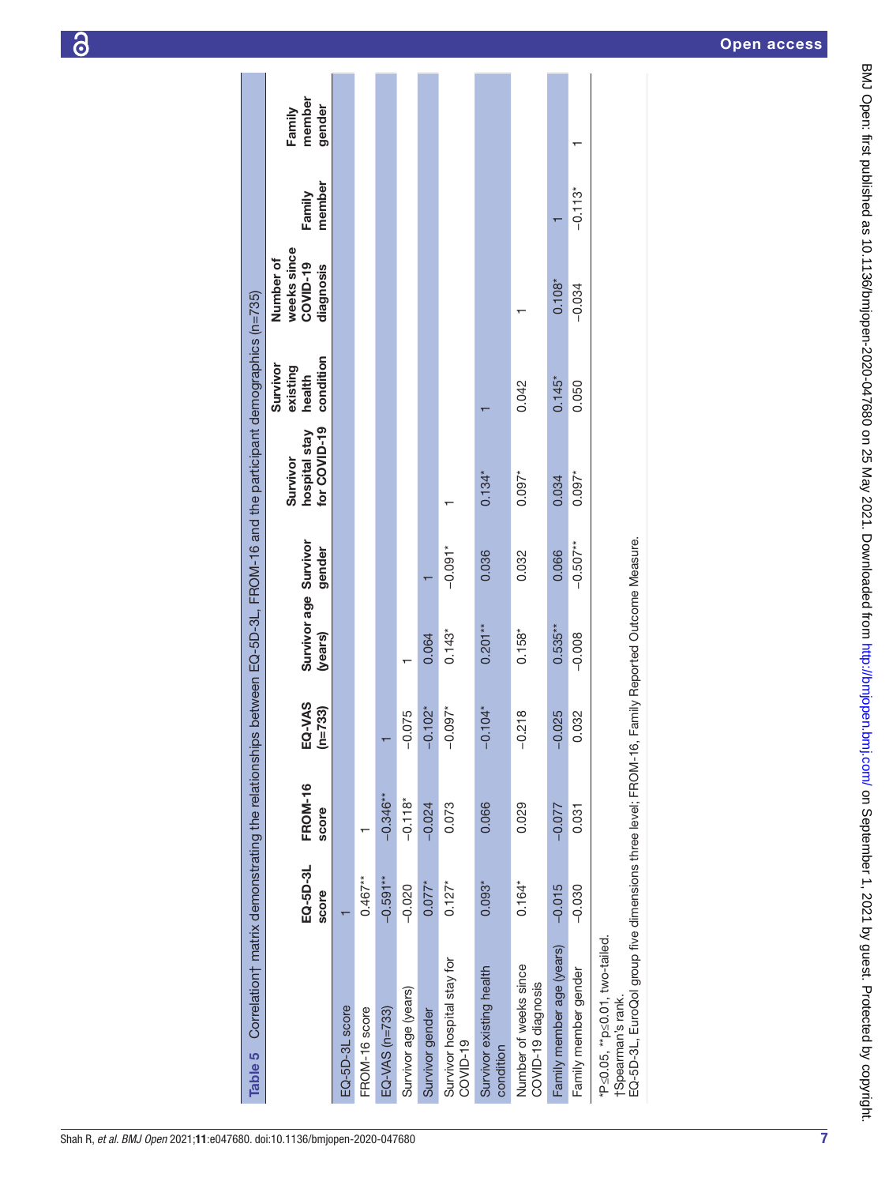**Table 5** Correlation† matrix demonstrating the relationships between EQ-5D-3L, FROM-16 and the participant demographics (n=735)

| | EQ-5D-3L score | FROM-16 score | EQ-VAS (n=733) | Survivor age (years) | Survivor gender | Survivor hospital stay for COVID-19 | Survivor existing health condition | Number of weeks since COVID-19 diagnosis | Family member | Family member gender |
|---|---|---|---|---|---|---|---|---|---|---|
| EQ-5D-3L score | 1 | | | | | | | | | |
| FROM-16 score | 0.467** | 1 | | | | | | | | |
| EQ-VAS (n=733) | −0.591** | −0.346** | 1 | | | | | | | |
| Survivor age (years) | −0.020 | −0.118* | −0.075 | 1 | | | | | | |
| Survivor gender | 0.077* | −0.024 | −0.102* | 0.064 | 1 | | | | | |
| Survivor hospital stay for COVID-19 | 0.127* | 0.073 | −0.097* | 0.143* | −0.091* | 1 | | | | |
| Survivor existing health condition | 0.093* | 0.066 | −0.104* | 0.201** | 0.036 | 0.134* | 1 | | | |
| Number of weeks since COVID-19 diagnosis | 0.164* | 0.029 | −0.218 | 0.158* | 0.032 | 0.097* | 0.042 | 1 | | |
| Family member age (years) | −0.015 | −0.077 | −0.025 | 0.535** | 0.066 | 0.034 | 0.145* | 0.108* | 1 | |
| Family member gender | −0.030 | 0.031 | 0.032 | −0.008 | −0.507** | 0.097* | 0.050 | −0.034 | −0.113* | 1 |

*P≤0.05, **p≤0.01, two-tailed.
†Spearman's rank.
EQ-5D-3L, EuroQol group five dimensions three level; FROM-16, Family Reported Outcome Measure.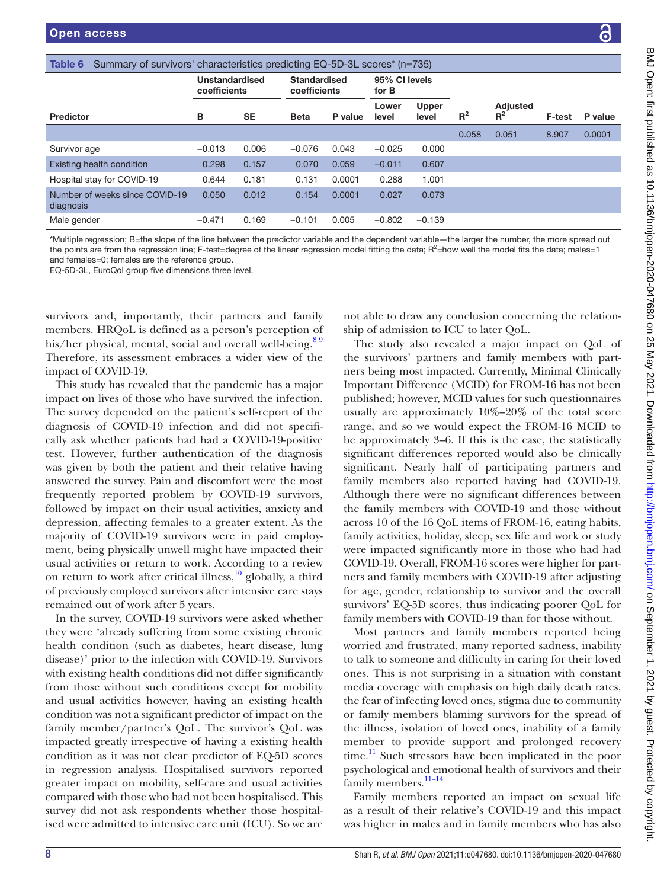**Table 6** Summary of survivors' characteristics predicting EQ-5D-3L scores* (n=735)

| Predictor | Unstandardised coefficients | | Standardised coefficients | | 95% CI levels for B | | | | | |
|---|---|---|---|---|---|---|---|---|---|---|
| | B | SE | Beta | P value | Lower level | Upper level | $R^2$ | Adjusted $R^2$ | F-test | P value |
| | | | | | | | 0.058 | 0.051 | 8.907 | 0.0001 |
| Survivor age | −0.013 | 0.006 | −0.076 | 0.043 | −0.025 | 0.000 | | | | |
| Existing health condition | 0.298 | 0.157 | 0.070 | 0.059 | −0.011 | 0.607 | | | | |
| Hospital stay for COVID-19 | 0.644 | 0.181 | 0.131 | 0.0001 | 0.288 | 1.001 | | | | |
| Number of weeks since COVID-19 diagnosis | 0.050 | 0.012 | 0.154 | 0.0001 | 0.027 | 0.073 | | | | |
| Male gender | −0.471 | 0.169 | −0.101 | 0.005 | −0.802 | −0.139 | | | | |

*Multiple regression; B=the slope of the line between the predictor variable and the dependent variable—the larger the number, the more spread out the points are from the regression line; F-test=degree of the linear regression model fitting the data; $R^2$=how well the model fits the data; males=1 and females=0; females are the reference group.

EQ-5D-3L, EuroQol group five dimensions three level.

survivors and, importantly, their partners and family members. HRQoL is defined as a person's perception of his/her physical, mental, social and overall well-being.[8 9] Therefore, its assessment embraces a wider view of the impact of COVID-19.

This study has revealed that the pandemic has a major impact on lives of those who have survived the infection. The survey depended on the patient's self-report of the diagnosis of COVID-19 infection and did not specifically ask whether patients had had a COVID-19-positive test. However, further authentication of the diagnosis was given by both the patient and their relative having answered the survey. Pain and discomfort were the most frequently reported problem by COVID-19 survivors, followed by impact on their usual activities, anxiety and depression, affecting females to a greater extent. As the majority of COVID-19 survivors were in paid employment, being physically unwell might have impacted their usual activities or return to work. According to a review on return to work after critical illness,[10] globally, a third of previously employed survivors after intensive care stays remained out of work after 5 years.

In the survey, COVID-19 survivors were asked whether they were 'already suffering from some existing chronic health condition (such as diabetes, heart disease, lung disease)' prior to the infection with COVID-19. Survivors with existing health conditions did not differ significantly from those without such conditions except for mobility and usual activities however, having an existing health condition was not a significant predictor of impact on the family member/partner's QoL. The survivor's QoL was impacted greatly irrespective of having a existing health condition as it was not clear predictor of EQ-5D scores in regression analysis. Hospitalised survivors reported greater impact on mobility, self-care and usual activities compared with those who had not been hospitalised. This survey did not ask respondents whether those hospitalised were admitted to intensive care unit (ICU). So we are not able to draw any conclusion concerning the relationship of admission to ICU to later QoL.

The study also revealed a major impact on QoL of the survivors' partners and family members with partners being most impacted. Currently, Minimal Clinically Important Difference (MCID) for FROM-16 has not been published; however, MCID values for such questionnaires usually are approximately 10%–20% of the total score range, and so we would expect the FROM-16 MCID to be approximately 3–6. If this is the case, the statistically significant differences reported would also be clinically significant. Nearly half of participating partners and family members also reported having had COVID-19. Although there were no significant differences between the family members with COVID-19 and those without across 10 of the 16 QoL items of FROM-16, eating habits, family activities, holiday, sleep, sex life and work or study were impacted significantly more in those who had had COVID-19. Overall, FROM-16 scores were higher for partners and family members with COVID-19 after adjusting for age, gender, relationship to survivor and the overall survivors' EQ-5D scores, thus indicating poorer QoL for family members with COVID-19 than for those without.

Most partners and family members reported being worried and frustrated, many reported sadness, inability to talk to someone and difficulty in caring for their loved ones. This is not surprising in a situation with constant media coverage with emphasis on high daily death rates, the fear of infecting loved ones, stigma due to community or family members blaming survivors for the spread of the illness, isolation of loved ones, inability of a family member to provide support and prolonged recovery time.[11] Such stressors have been implicated in the poor psychological and emotional health of survivors and their family members.[11–14]

Family members reported an impact on sexual life as a result of their relative's COVID-19 and this impact was higher in males and in family members who has also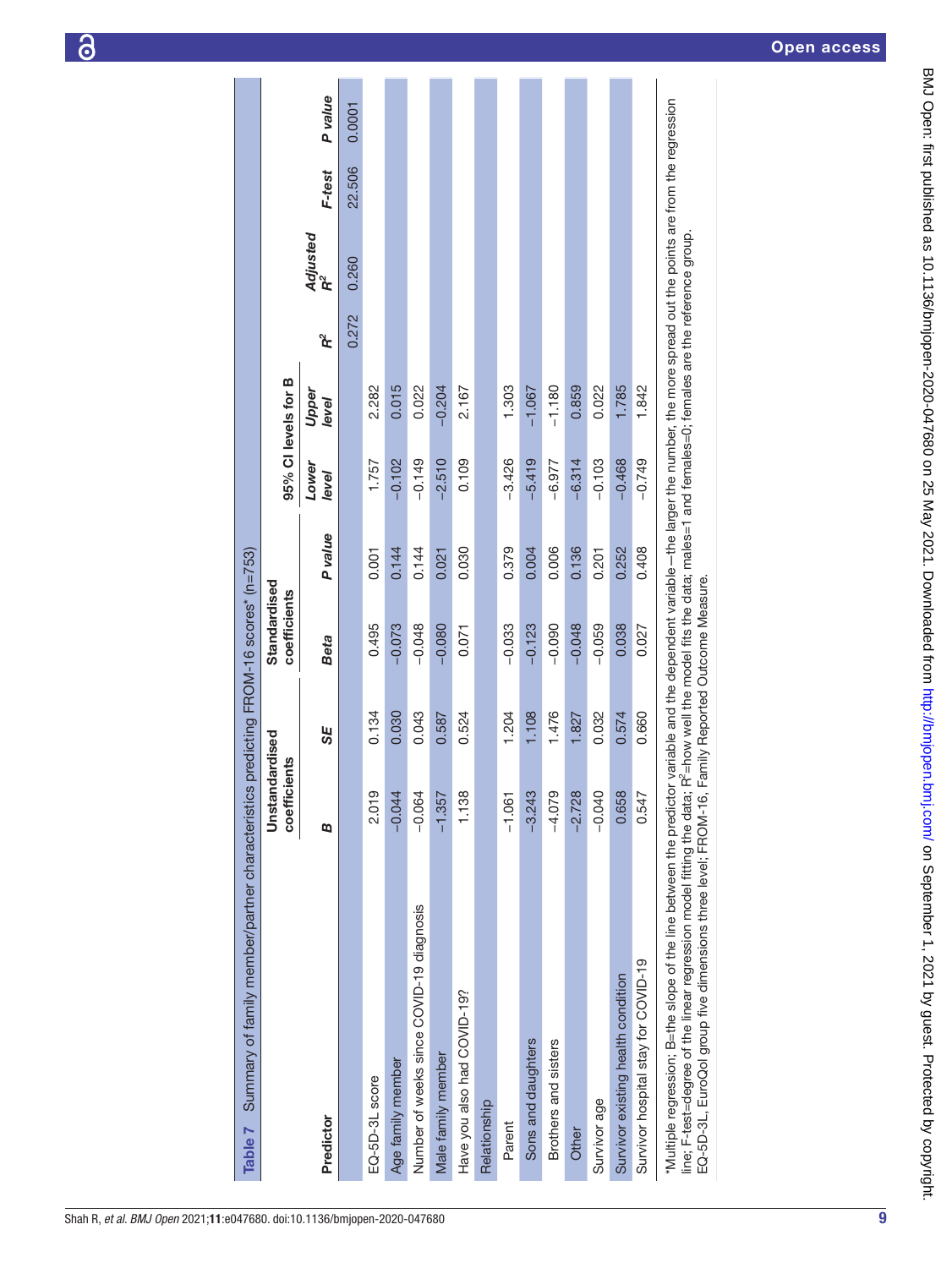**Table 7** Summary of family member/partner characteristics predicting FROM-16 scores* (n=753)

| Predictor | Unstandardised coefficients | | Standardised coefficients | | 95% CI levels for B | | | | | |
|---|---|---|---|---|---|---|---|---|---|---|
| | B | SE | Beta | P value | Lower level | Upper level | $R^2$ | Adjusted $R^2$ | F-test | P value |
| | | | | | | | 0.272 | 0.260 | 22.506 | 0.0001 |
| EQ-5D-3L score | 2.019 | 0.134 | 0.495 | 0.001 | 1.757 | 2.282 | | | | |
| Age family member | −0.044 | 0.030 | −0.073 | 0.144 | −0.102 | 0.015 | | | | |
| Number of weeks since COVID-19 diagnosis | −0.064 | 0.043 | −0.048 | 0.144 | −0.149 | 0.022 | | | | |
| Male family member | −1.357 | 0.587 | −0.080 | 0.021 | −2.510 | −0.204 | | | | |
| Have you also had COVID-19? | 1.138 | 0.524 | 0.071 | 0.030 | 0.109 | 2.167 | | | | |
| Relationship | | | | | | | | | | |
| Parent | −1.061 | 1.204 | −0.033 | 0.379 | −3.426 | 1.303 | | | | |
| Sons and daughters | −3.243 | 1.108 | −0.123 | 0.004 | −5.419 | −1.067 | | | | |
| Brothers and sisters | −4.079 | 1.476 | −0.090 | 0.006 | −6.977 | −1.180 | | | | |
| Other | −2.728 | 1.827 | −0.048 | 0.136 | −6.314 | 0.859 | | | | |
| Survivor age | −0.040 | 0.032 | −0.059 | 0.201 | −0.103 | 0.022 | | | | |
| Survivor existing health condition | 0.658 | 0.574 | 0.038 | 0.252 | −0.468 | 1.785 | | | | |
| Survivor hospital stay for COVID-19 | 0.547 | 0.660 | 0.027 | 0.408 | −0.749 | 1.842 | | | | |

*Multiple regression; B=the slope of the line between the predictor variable and the dependent variable—the larger the number, the more spread out the points are from the regression line; F-test=degree of the linear regression model fitting the data; $R^2$=how well the model fits the data; males=1 and females=0; females are the reference group.
EQ-5D-3L, EuroQol group five dimensions three level; FROM-16, Family Reported Outcome Measure.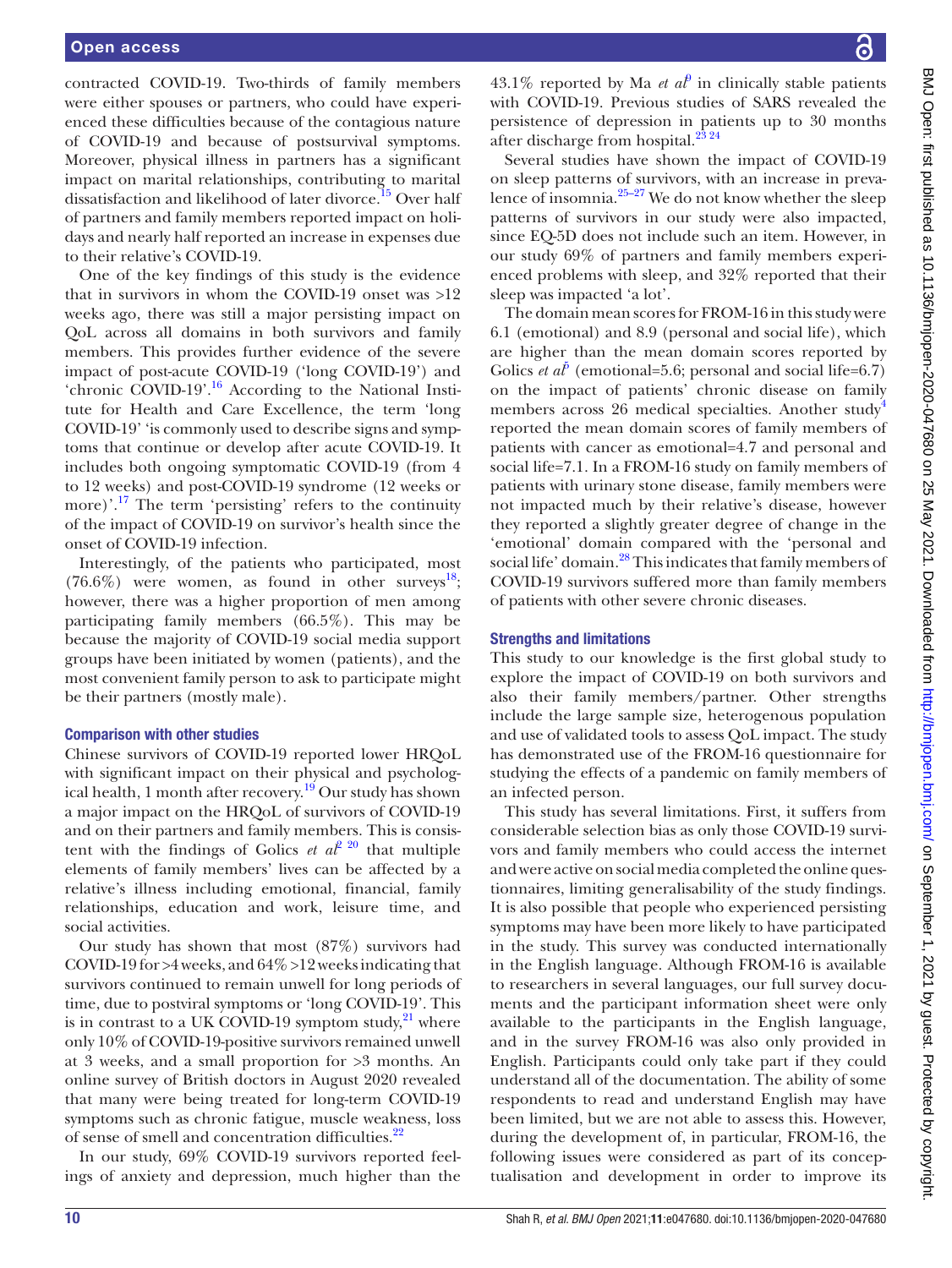contracted COVID-19. Two-thirds of family members were either spouses or partners, who could have experienced these difficulties because of the contagious nature of COVID-19 and because of postsurvival symptoms. Moreover, physical illness in partners has a significant impact on marital relationships, contributing to marital dissatisfaction and likelihood of later divorce.[15] Over half of partners and family members reported impact on holidays and nearly half reported an increase in expenses due to their relative's COVID-19.

One of the key findings of this study is the evidence that in survivors in whom the COVID-19 onset was >12 weeks ago, there was still a major persisting impact on QoL across all domains in both survivors and family members. This provides further evidence of the severe impact of post-acute COVID-19 ('long COVID-19') and 'chronic COVID-19'.[16] According to the National Institute for Health and Care Excellence, the term 'long COVID-19' 'is commonly used to describe signs and symptoms that continue or develop after acute COVID-19. It includes both ongoing symptomatic COVID-19 (from 4 to 12 weeks) and post-COVID-19 syndrome (12 weeks or more)'.[17] The term 'persisting' refers to the continuity of the impact of COVID-19 on survivor's health since the onset of COVID-19 infection.

Interestingly, of the patients who participated, most (76.6%) were women, as found in other surveys[18]; however, there was a higher proportion of men among participating family members (66.5%). This may be because the majority of COVID-19 social media support groups have been initiated by women (patients), and the most convenient family person to ask to participate might be their partners (mostly male).

### Comparison with other studies

Chinese survivors of COVID-19 reported lower HRQoL with significant impact on their physical and psychological health, 1 month after recovery.[19] Our study has shown a major impact on the HRQoL of survivors of COVID-19 and on their partners and family members. This is consistent with the findings of Golics *et al*[2 20] that multiple elements of family members' lives can be affected by a relative's illness including emotional, financial, family relationships, education and work, leisure time, and social activities.

Our study has shown that most (87%) survivors had COVID-19 for >4 weeks, and 64% >12 weeks indicating that survivors continued to remain unwell for long periods of time, due to postviral symptoms or 'long COVID-19'. This is in contrast to a UK COVID-19 symptom study,[21] where only 10% of COVID-19-positive survivors remained unwell at 3 weeks, and a small proportion for >3 months. An online survey of British doctors in August 2020 revealed that many were being treated for long-term COVID-19 symptoms such as chronic fatigue, muscle weakness, loss of sense of smell and concentration difficulties.[22]

In our study, 69% COVID-19 survivors reported feelings of anxiety and depression, much higher than the 43.1% reported by Ma *et al*[9] in clinically stable patients with COVID-19. Previous studies of SARS revealed the persistence of depression in patients up to 30 months after discharge from hospital.[23 24]

Several studies have shown the impact of COVID-19 on sleep patterns of survivors, with an increase in prevalence of insomnia.[25–27] We do not know whether the sleep patterns of survivors in our study were also impacted, since EQ-5D does not include such an item. However, in our study 69% of partners and family members experienced problems with sleep, and 32% reported that their sleep was impacted 'a lot'.

The domain mean scores for FROM-16 in this study were 6.1 (emotional) and 8.9 (personal and social life), which are higher than the mean domain scores reported by Golics *et al*[5] (emotional=5.6; personal and social life=6.7) on the impact of patients' chronic disease on family members across 26 medical specialties. Another study[4] reported the mean domain scores of family members of patients with cancer as emotional=4.7 and personal and social life=7.1. In a FROM-16 study on family members of patients with urinary stone disease, family members were not impacted much by their relative's disease, however they reported a slightly greater degree of change in the 'emotional' domain compared with the 'personal and social life' domain.[28] This indicates that family members of COVID-19 survivors suffered more than family members of patients with other severe chronic diseases.

### Strengths and limitations

This study to our knowledge is the first global study to explore the impact of COVID-19 on both survivors and also their family members/partner. Other strengths include the large sample size, heterogenous population and use of validated tools to assess QoL impact. The study has demonstrated use of the FROM-16 questionnaire for studying the effects of a pandemic on family members of an infected person.

This study has several limitations. First, it suffers from considerable selection bias as only those COVID-19 survivors and family members who could access the internet and were active on social media completed the online questionnaires, limiting generalisability of the study findings. It is also possible that people who experienced persisting symptoms may have been more likely to have participated in the study. This survey was conducted internationally in the English language. Although FROM-16 is available to researchers in several languages, our full survey documents and the participant information sheet were only available to the participants in the English language, and in the survey FROM-16 was also only provided in English. Participants could only take part if they could understand all of the documentation. The ability of some respondents to read and understand English may have been limited, but we are not able to assess this. However, during the development of, in particular, FROM-16, the following issues were considered as part of its conceptualisation and development in order to improve its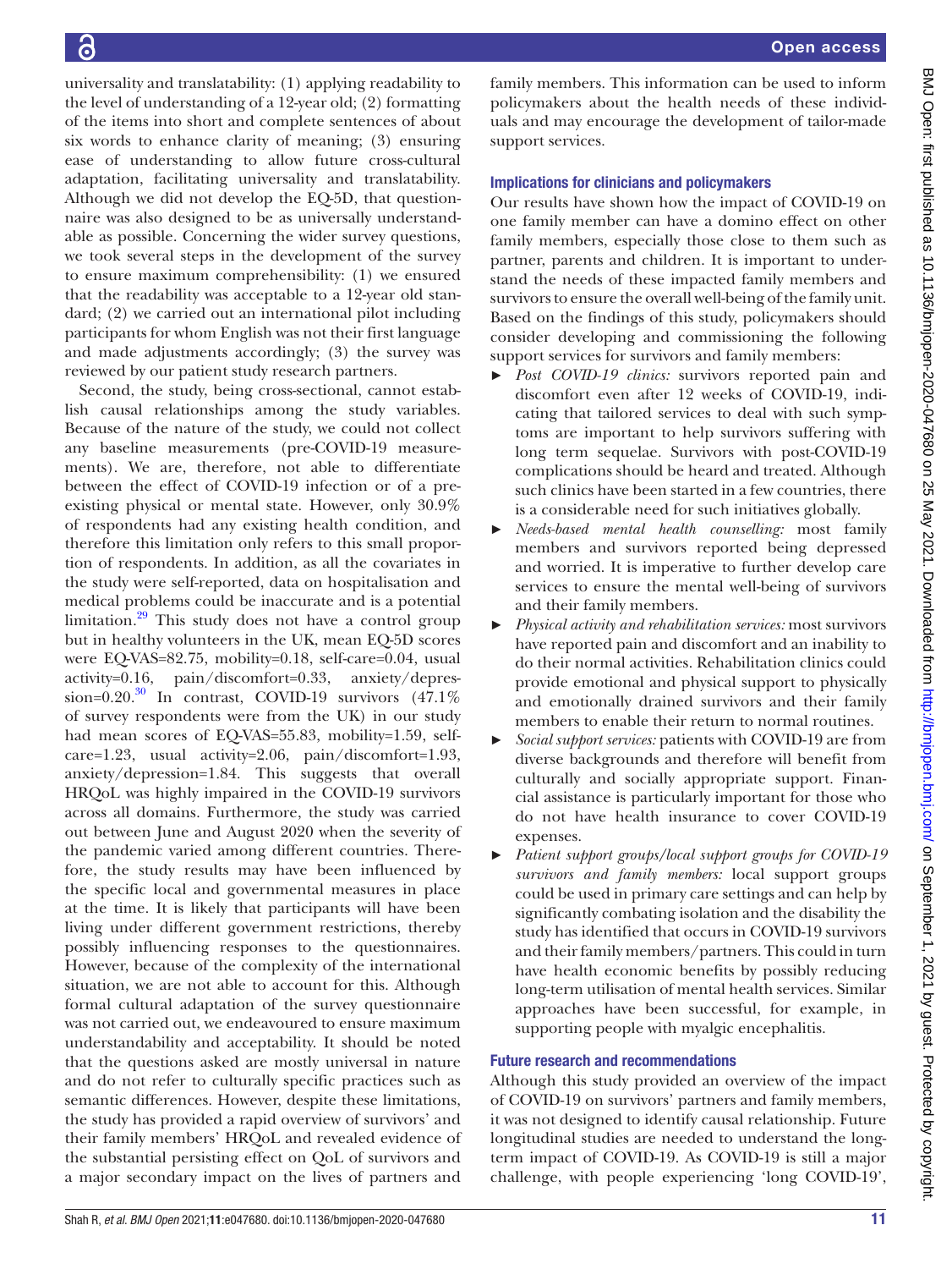universality and translatability: (1) applying readability to the level of understanding of a 12-year old; (2) formatting of the items into short and complete sentences of about six words to enhance clarity of meaning; (3) ensuring ease of understanding to allow future cross-cultural adaptation, facilitating universality and translatability. Although we did not develop the EQ-5D, that questionnaire was also designed to be as universally understandable as possible. Concerning the wider survey questions, we took several steps in the development of the survey to ensure maximum comprehensibility: (1) we ensured that the readability was acceptable to a 12-year old standard; (2) we carried out an international pilot including participants for whom English was not their first language and made adjustments accordingly; (3) the survey was reviewed by our patient study research partners.

Second, the study, being cross-sectional, cannot establish causal relationships among the study variables. Because of the nature of the study, we could not collect any baseline measurements (pre-COVID-19 measurements). We are, therefore, not able to differentiate between the effect of COVID-19 infection or of a pre-existing physical or mental state. However, only 30.9% of respondents had any existing health condition, and therefore this limitation only refers to this small proportion of respondents. In addition, as all the covariates in the study were self-reported, data on hospitalisation and medical problems could be inaccurate and is a potential limitation.[29] This study does not have a control group but in healthy volunteers in the UK, mean EQ-5D scores were EQ-VAS=82.75, mobility=0.18, self-care=0.04, usual activity=0.16, pain/discomfort=0.33, anxiety/depression=0.20.[30] In contrast, COVID-19 survivors (47.1% of survey respondents were from the UK) in our study had mean scores of EQ-VAS=55.83, mobility=1.59, self-care=1.23, usual activity=2.06, pain/discomfort=1.93, anxiety/depression=1.84. This suggests that overall HRQoL was highly impaired in the COVID-19 survivors across all domains. Furthermore, the study was carried out between June and August 2020 when the severity of the pandemic varied among different countries. Therefore, the study results may have been influenced by the specific local and governmental measures in place at the time. It is likely that participants will have been living under different government restrictions, thereby possibly influencing responses to the questionnaires. However, because of the complexity of the international situation, we are not able to account for this. Although formal cultural adaptation of the survey questionnaire was not carried out, we endeavoured to ensure maximum understandability and acceptability. It should be noted that the questions asked are mostly universal in nature and do not refer to culturally specific practices such as semantic differences. However, despite these limitations, the study has provided a rapid overview of survivors' and their family members' HRQoL and revealed evidence of the substantial persisting effect on QoL of survivors and a major secondary impact on the lives of partners and family members. This information can be used to inform policymakers about the health needs of these individuals and may encourage the development of tailor-made support services.

## Implications for clinicians and policymakers

Our results have shown how the impact of COVID-19 on one family member can have a domino effect on other family members, especially those close to them such as partner, parents and children. It is important to understand the needs of these impacted family members and survivors to ensure the overall well-being of the family unit. Based on the findings of this study, policymakers should consider developing and commissioning the following support services for survivors and family members:

- *Post COVID-19 clinics:* survivors reported pain and discomfort even after 12 weeks of COVID-19, indicating that tailored services to deal with such symptoms are important to help survivors suffering with long term sequelae. Survivors with post-COVID-19 complications should be heard and treated. Although such clinics have been started in a few countries, there is a considerable need for such initiatives globally.
- *Needs-based mental health counselling:* most family members and survivors reported being depressed and worried. It is imperative to further develop care services to ensure the mental well-being of survivors and their family members.
- *Physical activity and rehabilitation services:* most survivors have reported pain and discomfort and an inability to do their normal activities. Rehabilitation clinics could provide emotional and physical support to physically and emotionally drained survivors and their family members to enable their return to normal routines.
- *Social support services:* patients with COVID-19 are from diverse backgrounds and therefore will benefit from culturally and socially appropriate support. Financial assistance is particularly important for those who do not have health insurance to cover COVID-19 expenses.
- *Patient support groups/local support groups for COVID-19 survivors and family members:* local support groups could be used in primary care settings and can help by significantly combating isolation and the disability the study has identified that occurs in COVID-19 survivors and their family members/partners. This could in turn have health economic benefits by possibly reducing long-term utilisation of mental health services. Similar approaches have been successful, for example, in supporting people with myalgic encephalitis.

## Future research and recommendations

Although this study provided an overview of the impact of COVID-19 on survivors' partners and family members, it was not designed to identify causal relationship. Future longitudinal studies are needed to understand the long-term impact of COVID-19. As COVID-19 is still a major challenge, with people experiencing 'long COVID-19',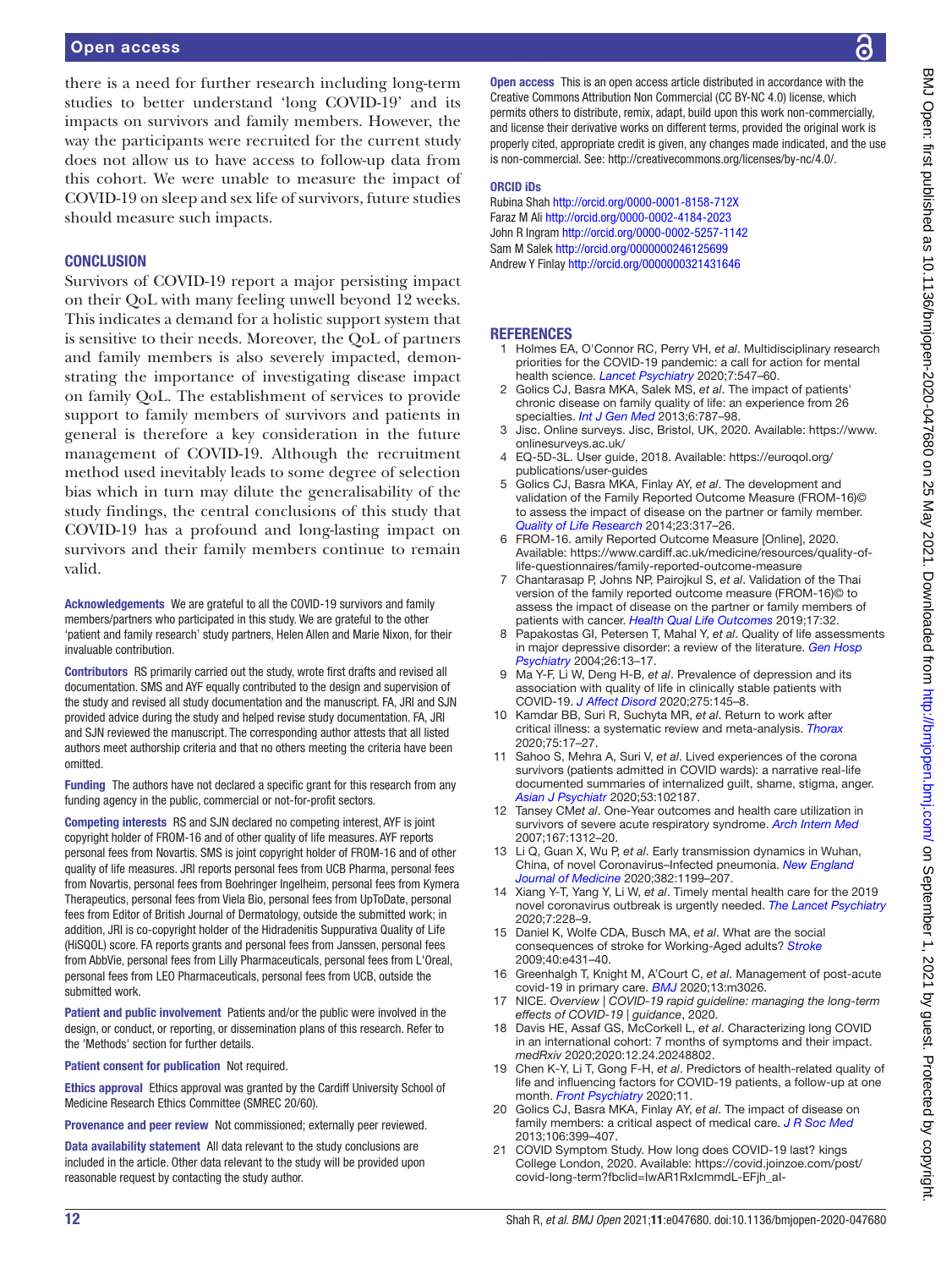there is a need for further research including long-term studies to better understand 'long COVID-19' and its impacts on survivors and family members. However, the way the participants were recruited for the current study does not allow us to have access to follow-up data from this cohort. We were unable to measure the impact of COVID-19 on sleep and sex life of survivors, future studies should measure such impacts.

## CONCLUSION

Survivors of COVID-19 report a major persisting impact on their QoL with many feeling unwell beyond 12 weeks. This indicates a demand for a holistic support system that is sensitive to their needs. Moreover, the QoL of partners and family members is also severely impacted, demonstrating the importance of investigating disease impact on family QoL. The establishment of services to provide support to family members of survivors and patients in general is therefore a key consideration in the future management of COVID-19. Although the recruitment method used inevitably leads to some degree of selection bias which in turn may dilute the generalisability of the study findings, the central conclusions of this study that COVID-19 has a profound and long-lasting impact on survivors and their family members continue to remain valid.

**Acknowledgements** We are grateful to all the COVID-19 survivors and family members/partners who participated in this study. We are grateful to the other 'patient and family research' study partners, Helen Allen and Marie Nixon, for their invaluable contribution.

**Contributors** RS primarily carried out the study, wrote first drafts and revised all documentation. SMS and AYF equally contributed to the design and supervision of the study and revised all study documentation and the manuscript. FA, JRI and SJN provided advice during the study and helped revise study documentation. FA, JRI and SJN reviewed the manuscript. The corresponding author attests that all listed authors meet authorship criteria and that no others meeting the criteria have been omitted.

**Funding** The authors have not declared a specific grant for this research from any funding agency in the public, commercial or not-for-profit sectors.

**Competing interests** RS and SJN declared no competing interest, AYF is joint copyright holder of FROM-16 and of other quality of life measures. AYF reports personal fees from Novartis. SMS is joint copyright holder of FROM-16 and of other quality of life measures. JRI reports personal fees from UCB Pharma, personal fees from Novartis, personal fees from Boehringer Ingelheim, personal fees from Kymera Therapeutics, personal fees from Viela Bio, personal fees from UpToDate, personal fees from Editor of British Journal of Dermatology, outside the submitted work; in addition, JRI is co-copyright holder of the Hidradenitis Suppurativa Quality of Life (HiSQOL) score. FA reports grants and personal fees from Janssen, personal fees from AbbVie, personal fees from Lilly Pharmaceuticals, personal fees from L'Oreal, personal fees from LEO Pharmaceuticals, personal fees from UCB, outside the submitted work.

**Patient and public involvement** Patients and/or the public were involved in the design, or conduct, or reporting, or dissemination plans of this research. Refer to the 'Methods' section for further details.

**Patient consent for publication** Not required.

**Ethics approval** Ethics approval was granted by the Cardiff University School of Medicine Research Ethics Committee (SMREC 20/60).

**Provenance and peer review** Not commissioned; externally peer reviewed.

**Data availability statement** All data relevant to the study conclusions are included in the article. Other data relevant to the study will be provided upon reasonable request by contacting the study author.

**Open access** This is an open access article distributed in accordance with the Creative Commons Attribution Non Commercial (CC BY-NC 4.0) license, which permits others to distribute, remix, adapt, build upon this work non-commercially, and license their derivative works on different terms, provided the original work is properly cited, appropriate credit is given, any changes made indicated, and the use is non-commercial. See: http://creativecommons.org/licenses/by-nc/4.0/.

**ORCID iDs**

Rubina Shah http://orcid.org/0000-0001-8158-712X
Faraz M Ali http://orcid.org/0000-0002-4184-2023
John R Ingram http://orcid.org/0000-0002-5257-1142
Sam M Salek http://orcid.org/0000000246125699
Andrew Y Finlay http://orcid.org/0000000321431646

## REFERENCES

1. Holmes EA, O'Connor RC, Perry VH, *et al*. Multidisciplinary research priorities for the COVID-19 pandemic: a call for action for mental health science. *Lancet Psychiatry* 2020;7:547–60.
2. Golics CJ, Basra MKA, Salek MS, *et al*. The impact of patients' chronic disease on family quality of life: an experience from 26 specialties. *Int J Gen Med* 2013;6:787–98.
3. Jisc. Online surveys. Jisc, Bristol, UK, 2020. Available: https://www.onlinesurveys.ac.uk/
4. EQ-5D-3L. User guide, 2018. Available: https://euroqol.org/publications/user-guides
5. Golics CJ, Basra MKA, Finlay AY, *et al*. The development and validation of the Family Reported Outcome Measure (FROM-16)© to assess the impact of disease on the partner or family member. *Quality of Life Research* 2014;23:317–26.
6. FROM-16. amily Reported Outcome Measure [Online], 2020. Available: https://www.cardiff.ac.uk/medicine/resources/quality-of-life-questionnaires/family-reported-outcome-measure
7. Chantarasap P, Johns NP, Pairojkul S, *et al*. Validation of the Thai version of the family reported outcome measure (FROM-16)© to assess the impact of disease on the partner or family members of patients with cancer. *Health Qual Life Outcomes* 2019;17:32.
8. Papakostas GI, Petersen T, Mahal Y, *et al*. Quality of life assessments in major depressive disorder: a review of the literature. *Gen Hosp Psychiatry* 2004;26:13–17.
9. Ma Y-F, Li W, Deng H-B, *et al*. Prevalence of depression and its association with quality of life in clinically stable patients with COVID-19. *J Affect Disord* 2020;275:145–8.
10. Kamdar BB, Suri R, Suchyta MR, *et al*. Return to work after critical illness: a systematic review and meta-analysis. *Thorax* 2020;75:17–27.
11. Sahoo S, Mehra A, Suri V, *et al*. Lived experiences of the corona survivors (patients admitted in COVID wards): a narrative real-life documented summaries of internalized guilt, shame, stigma, anger. *Asian J Psychiatr* 2020;53:102187.
12. Tansey CM*et al*. One-Year outcomes and health care utilization in survivors of severe acute respiratory syndrome. *Arch Intern Med* 2007;167:1312–20.
13. Li Q, Guan X, Wu P, *et al*. Early transmission dynamics in Wuhan, China, of novel Coronavirus–Infected pneumonia. *New England Journal of Medicine* 2020;382:1199–207.
14. Xiang Y-T, Yang Y, Li W, *et al*. Timely mental health care for the 2019 novel coronavirus outbreak is urgently needed. *The Lancet Psychiatry* 2020;7:228–9.
15. Daniel K, Wolfe CDA, Busch MA, *et al*. What are the social consequences of stroke for Working-Aged adults? *Stroke* 2009;40:e431–40.
16. Greenhalgh T, Knight M, A'Court C, *et al*. Management of post-acute covid-19 in primary care. *BMJ* 2020;13:m3026.
17. NICE. *Overview | COVID-19 rapid guideline: managing the long-term effects of COVID-19 | guidance*, 2020.
18. Davis HE, Assaf GS, McCorkell L, *et al*. Characterizing long COVID in an international cohort: 7 months of symptoms and their impact. *medRxiv* 2020;2020:12.24.20248802.
19. Chen K-Y, Li T, Gong F-H, *et al*. Predictors of health-related quality of life and influencing factors for COVID-19 patients, a follow-up at one month. *Front Psychiatry* 2020;11.
20. Golics CJ, Basra MKA, Finlay AY, *et al*. The impact of disease on family members: a critical aspect of medical care. *J R Soc Med* 2013;106:399–407.
21. COVID Symptom Study. How long does COVID-19 last? kings College London, 2020. Available: https://covid.joinzoe.com/post/covid-long-term?fbclid=IwAR1RxIcmmdL-EFjh_aI-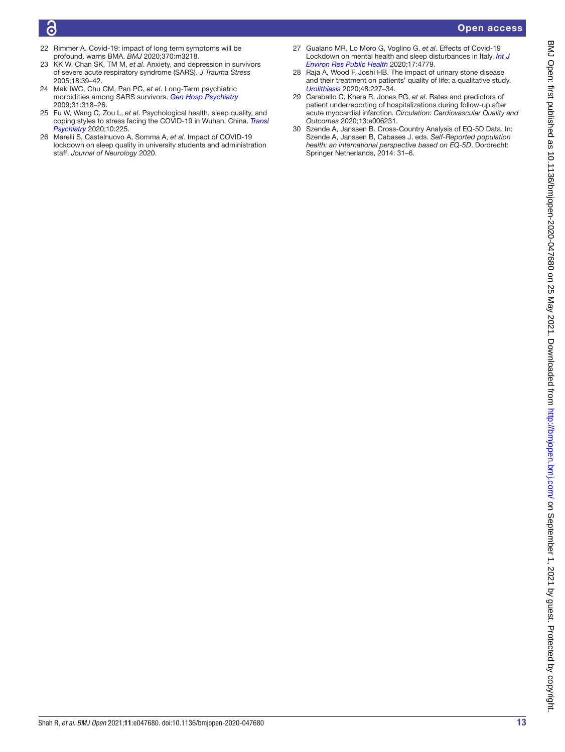22 Rimmer A. Covid-19: impact of long term symptoms will be profound, warns BMA. *BMJ* 2020;370:m3218.

23 KK W, Chan SK, TM M, *et al*. Anxiety, and depression in survivors of severe acute respiratory syndrome (SARS). *J Trauma Stress* 2005;18:39–42.

24 Mak IWC, Chu CM, Pan PC, *et al*. Long-Term psychiatric morbidities among SARS survivors. *Gen Hosp Psychiatry* 2009;31:318–26.

25 Fu W, Wang C, Zou L, *et al*. Psychological health, sleep quality, and coping styles to stress facing the COVID-19 in Wuhan, China. *Transl Psychiatry* 2020;10:225.

26 Marelli S, Castelnuovo A, Somma A, *et al*. Impact of COVID-19 lockdown on sleep quality in university students and administration staff. *Journal of Neurology* 2020.

27 Gualano MR, Lo Moro G, Voglino G, *et al*. Effects of Covid-19 Lockdown on mental health and sleep disturbances in Italy. *Int J Environ Res Public Health* 2020;17:4779.

28 Raja A, Wood F, Joshi HB. The impact of urinary stone disease and their treatment on patients' quality of life: a qualitative study. *Urolithiasis* 2020;48:227–34.

29 Caraballo C, Khera R, Jones PG, *et al*. Rates and predictors of patient underreporting of hospitalizations during follow-up after acute myocardial infarction. *Circulation: Cardiovascular Quality and Outcomes* 2020;13:e006231.

30 Szende A, Janssen B. Cross-Country Analysis of EQ-5D Data. In: Szende A, Janssen B, Cabases J, eds. *Self-Reported population health: an international perspective based on EQ-5D*. Dordrecht: Springer Netherlands, 2014: 31–6.